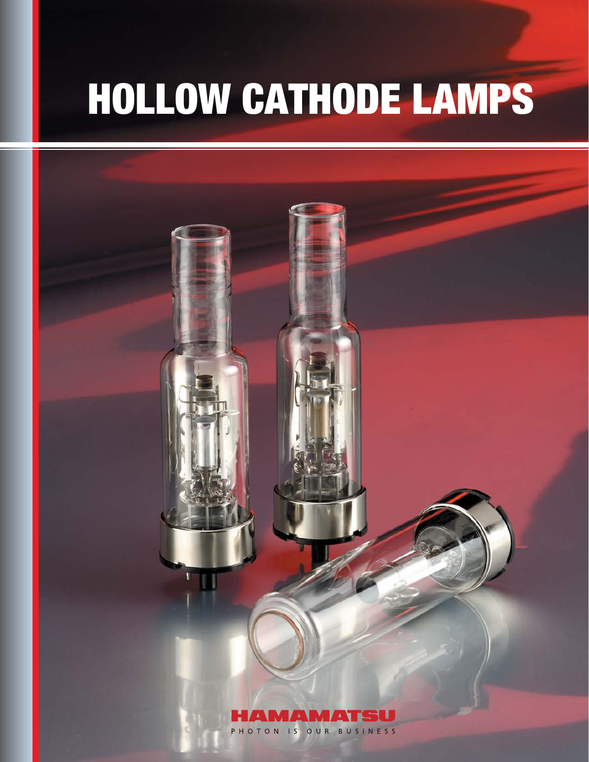# HOLLOW CATHODE LAMPS

HAMAMATSU

PHOTON IS OUR BUSINESS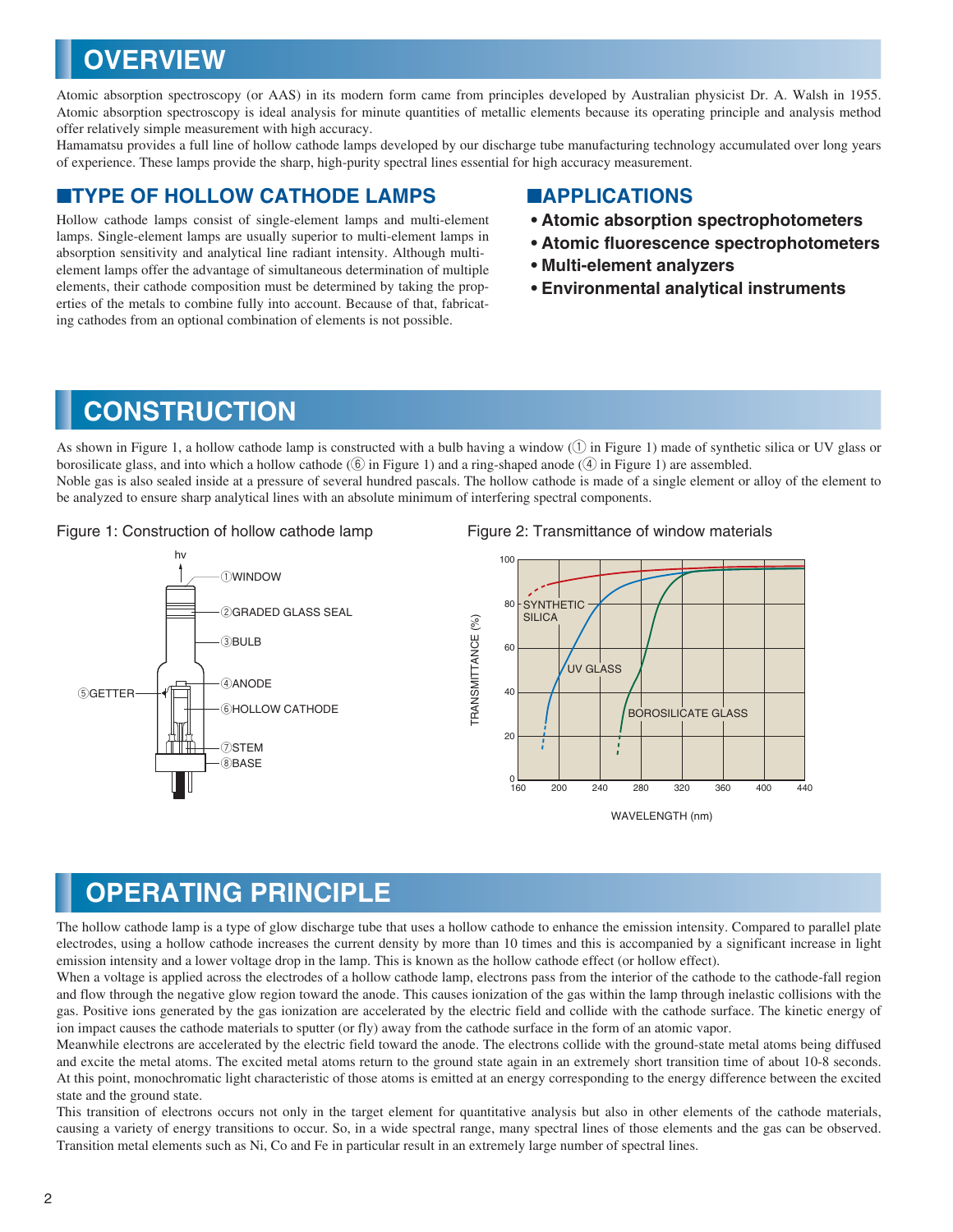# OVERVIEW

Atomic absorption spectroscopy (or AAS) in its modern form came from principles developed by Australian physicist Dr. A. Walsh in 1955. Atomic absorption spectroscopy is ideal analysis for minute quantities of metallic elements because its operating principle and analysis method offer relatively simple measurement with high accuracy.

Hamamatsu provides a full line of hollow cathode lamps developed by our discharge tube manufacturing technology accumulated over long years of experience. These lamps provide the sharp, high-purity spectral lines essential for high accuracy measurement.

## ■TYPE OF HOLLOW CATHODE LAMPS

Hollow cathode lamps consist of single-element lamps and multi-element lamps. Single-element lamps are usually superior to multi-element lamps in absorption sensitivity and analytical line radiant intensity. Although multi-element lamps offer the advantage of simultaneous determination of multiple elements, their cathode composition must be determined by taking the properties of the metals to combine fully into account. Because of that, fabricating cathodes from an optional combination of elements is not possible.

## ■APPLICATIONS

- **Atomic absorption spectrophotometers**
- **Atomic fluorescence spectrophotometers**
- **Multi-element analyzers**
- **Environmental analytical instruments**

# CONSTRUCTION

As shown in Figure 1, a hollow cathode lamp is constructed with a bulb having a window (① in Figure 1) made of synthetic silica or UV glass or borosilicate glass, and into which a hollow cathode (⑥ in Figure 1) and a ring-shaped anode (④ in Figure 1) are assembled.

Noble gas is also sealed inside at a pressure of several hundred pascals. The hollow cathode is made of a single element or alloy of the element to be analyzed to ensure sharp analytical lines with an absolute minimum of interfering spectral components.

Figure 1: Construction of hollow cathode lamp

hv

①WINDOW
②GRADED GLASS SEAL
③BULB
④ANODE
⑤GETTER
⑥HOLLOW CATHODE
⑦STEM
⑧BASE

Figure 2: Transmittance of window materials

TRANSMITTANCE (%) vs. WAVELENGTH (nm) — curves: SYNTHETIC SILICA, UV GLASS, BOROSILICATE GLASS

# OPERATING PRINCIPLE

The hollow cathode lamp is a type of glow discharge tube that uses a hollow cathode to enhance the emission intensity. Compared to parallel plate electrodes, using a hollow cathode increases the current density by more than 10 times and this is accompanied by a significant increase in light emission intensity and a lower voltage drop in the lamp. This is known as the hollow cathode effect (or hollow effect).

When a voltage is applied across the electrodes of a hollow cathode lamp, electrons pass from the interior of the cathode to the cathode-fall region and flow through the negative glow region toward the anode. This causes ionization of the gas within the lamp through inelastic collisions with the gas. Positive ions generated by the gas ionization are accelerated by the electric field and collide with the cathode surface. The kinetic energy of ion impact causes the cathode materials to sputter (or fly) away from the cathode surface in the form of an atomic vapor.

Meanwhile electrons are accelerated by the electric field toward the anode. The electrons collide with the ground-state metal atoms being diffused and excite the metal atoms. The excited metal atoms return to the ground state again in an extremely short transition time of about 10-8 seconds. At this point, monochromatic light characteristic of those atoms is emitted at an energy corresponding to the energy difference between the excited state and the ground state.

This transition of electrons occurs not only in the target element for quantitative analysis but also in other elements of the cathode materials, causing a variety of energy transitions to occur. So, in a wide spectral range, many spectral lines of those elements and the gas can be observed. Transition metal elements such as Ni, Co and Fe in particular result in an extremely large number of spectral lines.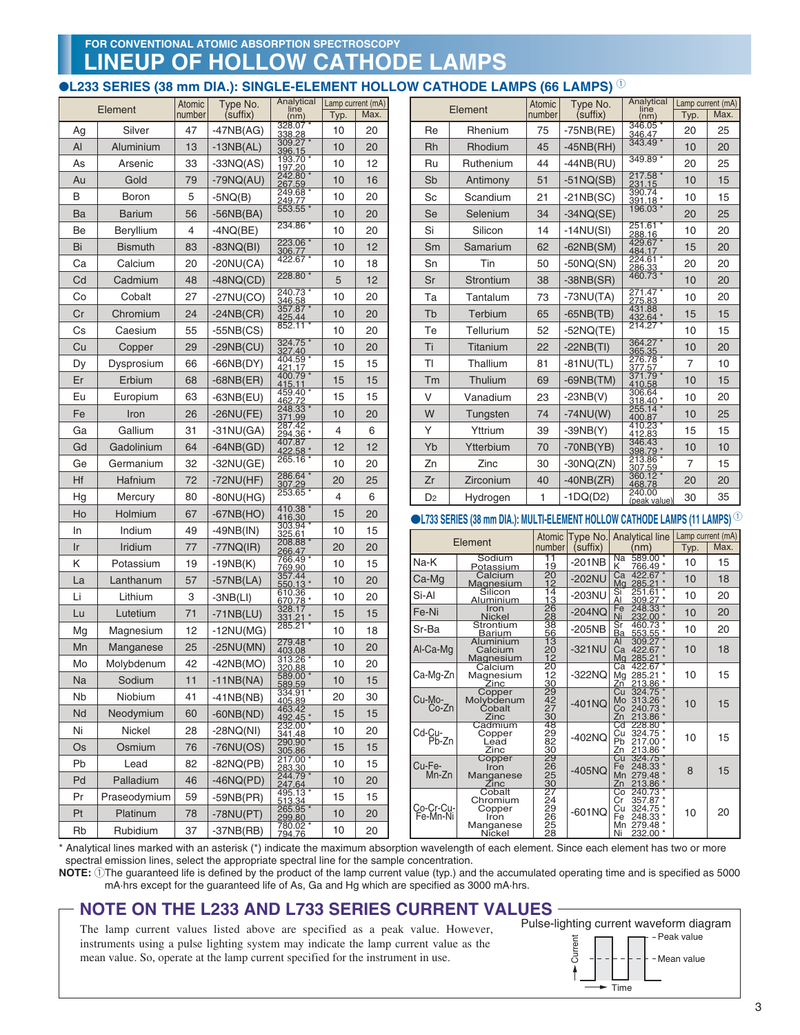FOR CONVENTIONAL ATOMIC ABSORPTION SPECTROSCOPY

# LINEUP OF HOLLOW CATHODE LAMPS

## ●L233 SERIES (38 mm DIA.): SINGLE-ELEMENT HOLLOW CATHODE LAMPS (66 LAMPS) ①

| Element | | Atomic number | Type No. (suffix) | Analytical line (nm) | Lamp current (mA) Typ. | Max. |
|---|---|---|---|---|---|---|
| Ag | Silver | 47 | -47NB(AG) | 328.07 * 338.28 | 10 | 20 |
| Al | Aluminium | 13 | -13NB(AL) | 309.27 * 396.15 | 10 | 20 |
| As | Arsenic | 33 | -33NQ(AS) | 193.70 * 197.20 | 10 | 12 |
| Au | Gold | 79 | -79NQ(AU) | 242.80 * 267.59 | 10 | 16 |
| B | Boron | 5 | -5NQ(B) | 249.68 * 249.77 | 10 | 20 |
| Ba | Barium | 56 | -56NB(BA) | 553.55 * | 10 | 20 |
| Be | Beryllium | 4 | -4NQ(BE) | 234.86 * | 10 | 20 |
| Bi | Bismuth | 83 | -83NQ(BI) | 223.06 * 306.77 | 10 | 12 |
| Ca | Calcium | 20 | -20NU(CA) | 422.67 * | 10 | 18 |
| Cd | Cadmium | 48 | -48NQ(CD) | 228.80 * | 5 | 12 |
| Co | Cobalt | 27 | -27NU(CO) | 240.73 * 346.58 | 10 | 20 |
| Cr | Chromium | 24 | -24NB(CR) | 357.87 * 425.44 | 10 | 20 |
| Cs | Caesium | 55 | -55NB(CS) | 852.11 * | 10 | 20 |
| Cu | Copper | 29 | -29NB(CU) | 324.75 * 327.40 | 10 | 20 |
| Dy | Dysprosium | 66 | -66NB(DY) | 404.59 * 421.17 | 15 | 15 |
| Er | Erbium | 68 | -68NB(ER) | 400.79 * 415.11 | 15 | 15 |
| Eu | Europium | 63 | -63NB(EU) | 459.40 * 462.72 | 15 | 15 |
| Fe | Iron | 26 | -26NU(FE) | 248.33 * 371.99 | 10 | 20 |
| Ga | Gallium | 31 | -31NU(GA) | 287.42 294.36 * | 4 | 6 |
| Gd | Gadolinium | 64 | -64NB(GD) | 407.87 422.58 * | 12 | 12 |
| Ge | Germanium | 32 | -32NU(GE) | 265.16 * | 10 | 20 |
| Hf | Hafnium | 72 | -72NU(HF) | 286.64 * 307.29 | 20 | 25 |
| Hg | Mercury | 80 | -80NU(HG) | 253.65 * | 4 | 6 |
| Ho | Holmium | 67 | -67NB(HO) | 410.38 * 416.30 | 15 | 20 |
| In | Indium | 49 | -49NB(IN) | 303.94 * 325.61 | 10 | 15 |
| Ir | Iridium | 77 | -77NQ(IR) | 208.88 * 266.47 | 20 | 20 |
| K | Potassium | 19 | -19NB(K) | 766.49 * 769.90 | 10 | 15 |
| La | Lanthanum | 57 | -57NB(LA) | 357.44 550.13 * | 10 | 20 |
| Li | Lithium | 3 | -3NB(LI) | 610.36 670.78 * | 10 | 20 |
| Lu | Lutetium | 71 | -71NB(LU) | 328.17 331.21 * | 15 | 15 |
| Mg | Magnesium | 12 | -12NU(MG) | 285.21 * | 10 | 18 |
| Mn | Manganese | 25 | -25NU(MN) | 279.48 * 403.08 | 10 | 20 |
| Mo | Molybdenum | 42 | -42NB(MO) | 313.26 * 320.88 | 10 | 20 |
| Na | Sodium | 11 | -11NB(NA) | 589.00 * 589.59 | 10 | 15 |
| Nb | Niobium | 41 | -41NB(NB) | 334.91 * 405.89 | 20 | 30 |
| Nd | Neodymium | 60 | -60NB(ND) | 463.42 492.45 * | 15 | 15 |
| Ni | Nickel | 28 | -28NQ(NI) | 232.00 * 341.48 | 10 | 20 |
| Os | Osmium | 76 | -76NU(OS) | 290.90 * 305.86 | 15 | 15 |
| Pb | Lead | 82 | -82NQ(PB) | 217.00 * 283.30 | 10 | 15 |
| Pd | Palladium | 46 | -46NQ(PD) | 244.79 * 247.64 | 10 | 20 |
| Pr | Praseodymium | 59 | -59NB(PR) | 495.13 * 513.34 | 15 | 15 |
| Pt | Platinum | 78 | -78NU(PT) | 265.95 * 299.80 | 10 | 20 |
| Rb | Rubidium | 37 | -37NB(RB) | 780.02 * 794.76 | 10 | 20 |
| Re | Rhenium | 75 | -75NB(RE) | 346.05 * 346.47 | 20 | 25 |
| Rh | Rhodium | 45 | -45NB(RH) | 343.49 * | 10 | 20 |
| Ru | Ruthenium | 44 | -44NB(RU) | 349.89 * | 20 | 25 |
| Sb | Antimony | 51 | -51NQ(SB) | 217.58 * 231.15 | 10 | 15 |
| Sc | Scandium | 21 | -21NB(SC) | 390.74 391.18 * | 10 | 15 |
| Se | Selenium | 34 | -34NQ(SE) | 196.03 * | 20 | 25 |
| Si | Silicon | 14 | -14NU(SI) | 251.61 * 288.16 | 10 | 20 |
| Sm | Samarium | 62 | -62NB(SM) | 429.67 * 484.17 | 15 | 20 |
| Sn | Tin | 50 | -50NQ(SN) | 224.61 * 286.33 | 20 | 20 |
| Sr | Strontium | 38 | -38NB(SR) | 460.73 * | 10 | 20 |
| Ta | Tantalum | 73 | -73NU(TA) | 271.47 * 275.83 | 10 | 20 |
| Tb | Terbium | 65 | -65NB(TB) | 431.88 432.64 * | 15 | 15 |
| Te | Tellurium | 52 | -52NQ(TE) | 214.27 * | 10 | 15 |
| Ti | Titanium | 22 | -22NB(TI) | 364.27 * 365.35 | 10 | 20 |
| Tl | Thallium | 81 | -81NU(TL) | 276.78 * 377.57 | 7 | 10 |
| Tm | Thulium | 69 | -69NB(TM) | 371.79 * 410.58 | 10 | 15 |
| V | Vanadium | 23 | -23NB(V) | 306.64 318.40 * | 10 | 20 |
| W | Tungsten | 74 | -74NU(W) | 255.14 * 400.87 | 10 | 25 |
| Y | Yttrium | 39 | -39NB(Y) | 410.23 * 412.83 | 15 | 15 |
| Yb | Ytterbium | 70 | -70NB(YB) | 346.43 398.79 * | 10 | 10 |
| Zn | Zinc | 30 | -30NQ(ZN) | 213.86 * 307.59 | 7 | 15 |
| Zr | Zirconium | 40 | -40NB(ZR) | 360.12 * 468.78 | 20 | 20 |
| $D_2$ | Hydrogen | 1 | -1DQ(D2) | 240.00 (peak value) | 30 | 35 |

## ●L733 SERIES (38 mm DIA.): MULTI-ELEMENT HOLLOW CATHODE LAMPS (11 LAMPS) ①

| Element | | Atomic number | Type No. (suffix) | Analytical line (nm) | Lamp current (mA) Typ. | Max. |
|---|---|---|---|---|---|---|
| Na-K | Sodium Potassium | 11 19 | -201NB | Na 589.00 * K 766.49 * | 10 | 15 |
| Ca-Mg | Calcium Magnesium | 20 12 | -202NU | Ca 422.67 * Mg 285.21 * | 10 | 18 |
| Si-Al | Silicon Aluminium | 14 13 | -203NU | Si 251.61 * Al 309.27 * | 10 | 20 |
| Fe-Ni | Iron Nickel | 26 28 | -204NQ | Fe 248.33 * Ni 232.00 * | 10 | 20 |
| Sr-Ba | Strontium Barium | 38 56 | -205NB | Sr 460.73 * Ba 553.55 * | 10 | 20 |
| Al-Ca-Mg | Aluminium Calcium Magnesium | 13 20 12 | -321NU | Al 309.27 * Ca 422.67 * Mg 285.21 * | 10 | 18 |
| Ca-Mg-Zn | Calcium Magnesium Zinc | 20 12 30 | -322NQ | Ca 422.67 * Mg 285.21 * Zn 213.86 * | 10 | 15 |
| Cu-Mo-Co-Zn | Copper Molybdenum Cobalt Zinc | 29 42 27 30 | -401NQ | Cu 324.75 * Mo 313.26 * Co 240.73 * Zn 213.86 * | 10 | 15 |
| Cd-Cu-Pb-Zn | Cadmium Copper Lead Zinc | 48 29 82 30 | -402NQ | Cd 228.80 * Cu 324.75 * Pb 217.00 * Zn 213.86 * | 10 | 15 |
| Cu-Fe-Mn-Zn | Copper Iron Manganese Zinc | 29 26 25 30 | -405NQ | Cu 324.75 * Fe 248.33 * Mn 279.48 * Zn 213.86 * | 8 | 15 |
| Co-Cr-Cu-Fe-Mn-Ni | Cobalt Chromium Copper Iron Manganese Nickel | 27 24 29 26 25 28 | -601NQ | Co 240.73 * Cr 357.87 * Cu 324.75 * Fe 248.33 * Mn 279.48 * Ni 232.00 * | 10 | 20 |

\* Analytical lines marked with an asterisk (*) indicate the maximum absorption wavelength of each element. Since each element has two or more spectral emission lines, select the appropriate spectral line for the sample concentration.

**NOTE:** ①The guaranteed life is defined by the product of the lamp current value (typ.) and the accumulated operating time and is specified as 5000 mA·hrs except for the guaranteed life of As, Ga and Hg which are specified as 3000 mA·hrs.

## NOTE ON THE L233 AND L733 SERIES CURRENT VALUES

The lamp current values listed above are specified as a peak value. However, instruments using a pulse lighting system may indicate the lamp current value as the mean value. So, operate at the lamp current specified for the instrument in use.

Pulse-lighting current waveform diagram

Current — Peak value — Mean value — Time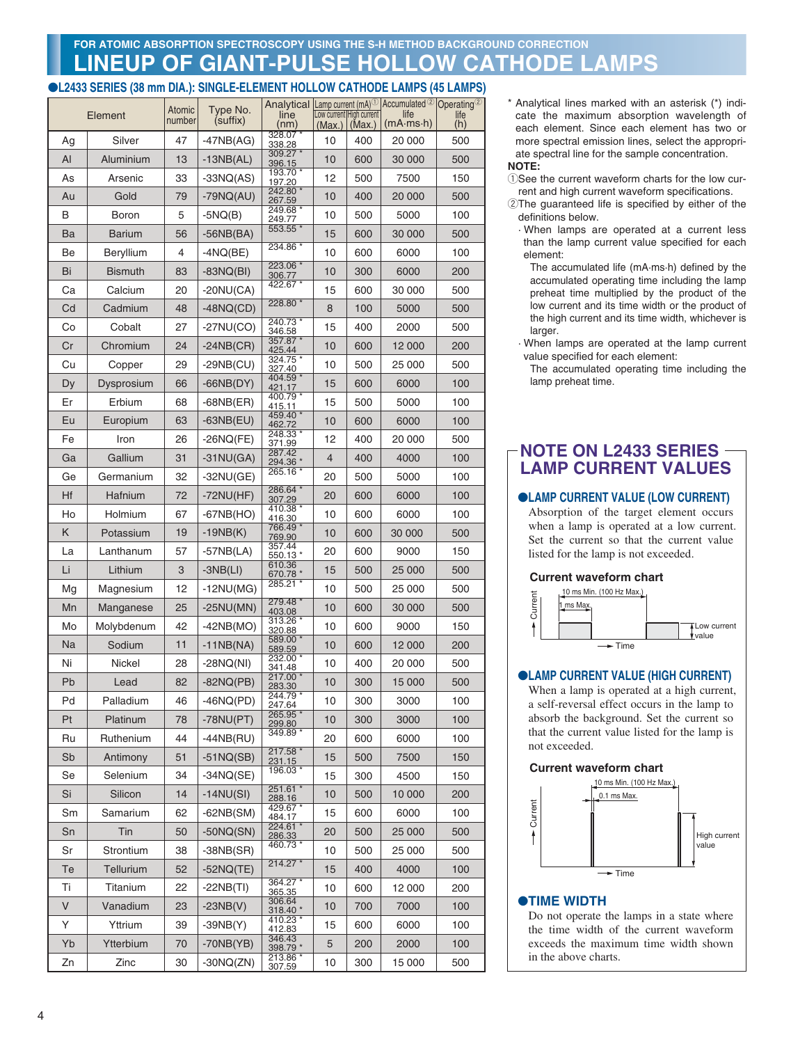FOR ATOMIC ABSORPTION SPECTROSCOPY USING THE S-H METHOD BACKGROUND CORRECTION

# LINEUP OF GIANT-PULSE HOLLOW CATHODE LAMPS

## ●L2433 SERIES (38 mm DIA.): SINGLE-ELEMENT HOLLOW CATHODE LAMPS (45 LAMPS)

| Element | | Atomic number | Type No. (suffix) | Analytical line (nm) | Lamp current (mA)① | | Accumulated② life (mA·ms·h) | Operating② life (h) |
|---|---|---|---|---|---|---|---|---|
| | | | | | Low current (Max.) | High current (Max.) | | |
| Ag | Silver | 47 | -47NB(AG) | 328.07 * 338.28 | 10 | 400 | 20 000 | 500 |
| Al | Aluminium | 13 | -13NB(AL) | 309.27 * 396.15 | 10 | 600 | 30 000 | 500 |
| As | Arsenic | 33 | -33NQ(AS) | 193.70 * 197.20 | 12 | 500 | 7500 | 150 |
| Au | Gold | 79 | -79NQ(AU) | 242.80 * 267.59 | 10 | 400 | 20 000 | 500 |
| B | Boron | 5 | -5NQ(B) | 249.68 * 249.77 | 10 | 500 | 5000 | 100 |
| Ba | Barium | 56 | -56NB(BA) | 553.55 * | 15 | 600 | 30 000 | 500 |
| Be | Beryllium | 4 | -4NQ(BE) | 234.86 * | 10 | 600 | 6000 | 100 |
| Bi | Bismuth | 83 | -83NQ(BI) | 223.06 * 306.77 | 10 | 300 | 6000 | 200 |
| Ca | Calcium | 20 | -20NU(CA) | 422.67 * | 15 | 600 | 30 000 | 500 |
| Cd | Cadmium | 48 | -48NQ(CD) | 228.80 * | 8 | 100 | 5000 | 500 |
| Co | Cobalt | 27 | -27NU(CO) | 240.73 * 346.58 | 15 | 400 | 2000 | 500 |
| Cr | Chromium | 24 | -24NB(CR) | 357.87 * 425.44 | 10 | 600 | 12 000 | 200 |
| Cu | Copper | 29 | -29NB(CU) | 324.75 * 327.40 | 10 | 500 | 25 000 | 500 |
| Dy | Dysprosium | 66 | -66NB(DY) | 404.59 * 421.17 | 15 | 600 | 6000 | 100 |
| Er | Erbium | 68 | -68NB(ER) | 400.79 * 415.11 | 15 | 500 | 5000 | 100 |
| Eu | Europium | 63 | -63NB(EU) | 459.40 * 462.72 | 10 | 600 | 6000 | 100 |
| Fe | Iron | 26 | -26NQ(FE) | 248.33 * 371.99 | 12 | 400 | 20 000 | 500 |
| Ga | Gallium | 31 | -31NU(GA) | 287.42 294.36 * | 4 | 400 | 4000 | 100 |
| Ge | Germanium | 32 | -32NU(GE) | 265.16 * | 20 | 500 | 5000 | 100 |
| Hf | Hafnium | 72 | -72NU(HF) | 286.64 * 307.29 | 20 | 600 | 6000 | 100 |
| Ho | Holmium | 67 | -67NB(HO) | 410.38 * 416.30 | 10 | 600 | 6000 | 100 |
| K | Potassium | 19 | -19NB(K) | 766.49 * 769.90 | 10 | 600 | 30 000 | 500 |
| La | Lanthanum | 57 | -57NB(LA) | 357.44 550.13 * | 20 | 600 | 9000 | 150 |
| Li | Lithium | 3 | -3NB(LI) | 610.36 670.78 * | 15 | 500 | 25 000 | 500 |
| Mg | Magnesium | 12 | -12NU(MG) | 285.21 * | 10 | 500 | 25 000 | 500 |
| Mn | Manganese | 25 | -25NU(MN) | 279.48 * 403.08 | 10 | 600 | 30 000 | 500 |
| Mo | Molybdenum | 42 | -42NB(MO) | 313.26 * 320.88 | 10 | 600 | 9000 | 150 |
| Na | Sodium | 11 | -11NB(NA) | 589.00 * 589.59 | 10 | 600 | 12 000 | 200 |
| Ni | Nickel | 28 | -28NQ(NI) | 232.00 * 341.48 | 10 | 400 | 20 000 | 500 |
| Pb | Lead | 82 | -82NQ(PB) | 217.00 * 283.30 | 10 | 300 | 15 000 | 500 |
| Pd | Palladium | 46 | -46NQ(PD) | 244.79 * 247.64 | 10 | 300 | 3000 | 100 |
| Pt | Platinum | 78 | -78NU(PT) | 265.95 * 299.80 | 10 | 300 | 3000 | 100 |
| Ru | Ruthenium | 44 | -44NB(RU) | 349.89 * | 20 | 600 | 6000 | 100 |
| Sb | Antimony | 51 | -51NQ(SB) | 217.58 * 231.15 | 15 | 500 | 7500 | 150 |
| Se | Selenium | 34 | -34NQ(SE) | 196.03 * | 15 | 300 | 4500 | 150 |
| Si | Silicon | 14 | -14NU(SI) | 251.61 * 288.16 | 10 | 500 | 10 000 | 200 |
| Sm | Samarium | 62 | -62NB(SM) | 429.67 * 484.17 | 15 | 600 | 6000 | 100 |
| Sn | Tin | 50 | -50NQ(SN) | 224.61 * 286.33 | 20 | 500 | 25 000 | 500 |
| Sr | Strontium | 38 | -38NB(SR) | 460.73 * | 10 | 500 | 25 000 | 500 |
| Te | Tellurium | 52 | -52NQ(TE) | 214.27 * | 15 | 400 | 4000 | 100 |
| Ti | Titanium | 22 | -22NB(TI) | 364.27 * 365.35 | 10 | 600 | 12 000 | 200 |
| V | Vanadium | 23 | -23NB(V) | 306.64 318.40 * | 10 | 700 | 7000 | 100 |
| Y | Yttrium | 39 | -39NB(Y) | 410.23 * 412.83 | 15 | 600 | 6000 | 100 |
| Yb | Ytterbium | 70 | -70NB(YB) | 346.43 398.79 * | 5 | 200 | 2000 | 100 |
| Zn | Zinc | 30 | -30NQ(ZN) | 213.86 * 307.59 | 10 | 300 | 15 000 | 500 |

\* Analytical lines marked with an asterisk (*) indicate the maximum absorption wavelength of each element. Since each element has two or more spectral emission lines, select the appropriate spectral line for the sample concentration.

**NOTE:**

① See the current waveform charts for the low current and high current waveform specifications.

② The guaranteed life is specified by either of the definitions below.

- When lamps are operated at a current less than the lamp current value specified for each element:
  The accumulated life (mA·ms·h) defined by the accumulated operating time including the lamp preheat time multiplied by the product of the low current and its time width or the product of the high current and its time width, whichever is larger.
- When lamps are operated at the lamp current value specified for each element:
  The accumulated operating time including the lamp preheat time.

## NOTE ON L2433 SERIES LAMP CURRENT VALUES

### ●LAMP CURRENT VALUE (LOW CURRENT)

Absorption of the target element occurs when a lamp is operated at a low current. Set the current so that the current value listed for the lamp is not exceeded.

**Current waveform chart**

10 ms Min. (100 Hz Max.)
1 ms Max.
Current
Low current value
Time

### ●LAMP CURRENT VALUE (HIGH CURRENT)

When a lamp is operated at a high current, a self-reversal effect occurs in the lamp to absorb the background. Set the current so that the current value listed for the lamp is not exceeded.

**Current waveform chart**

10 ms Min. (100 Hz Max.)
0.1 ms Max.
Current
High current value
Time

### ●TIME WIDTH

Do not operate the lamps in a state where the time width of the current waveform exceeds the maximum time width shown in the above charts.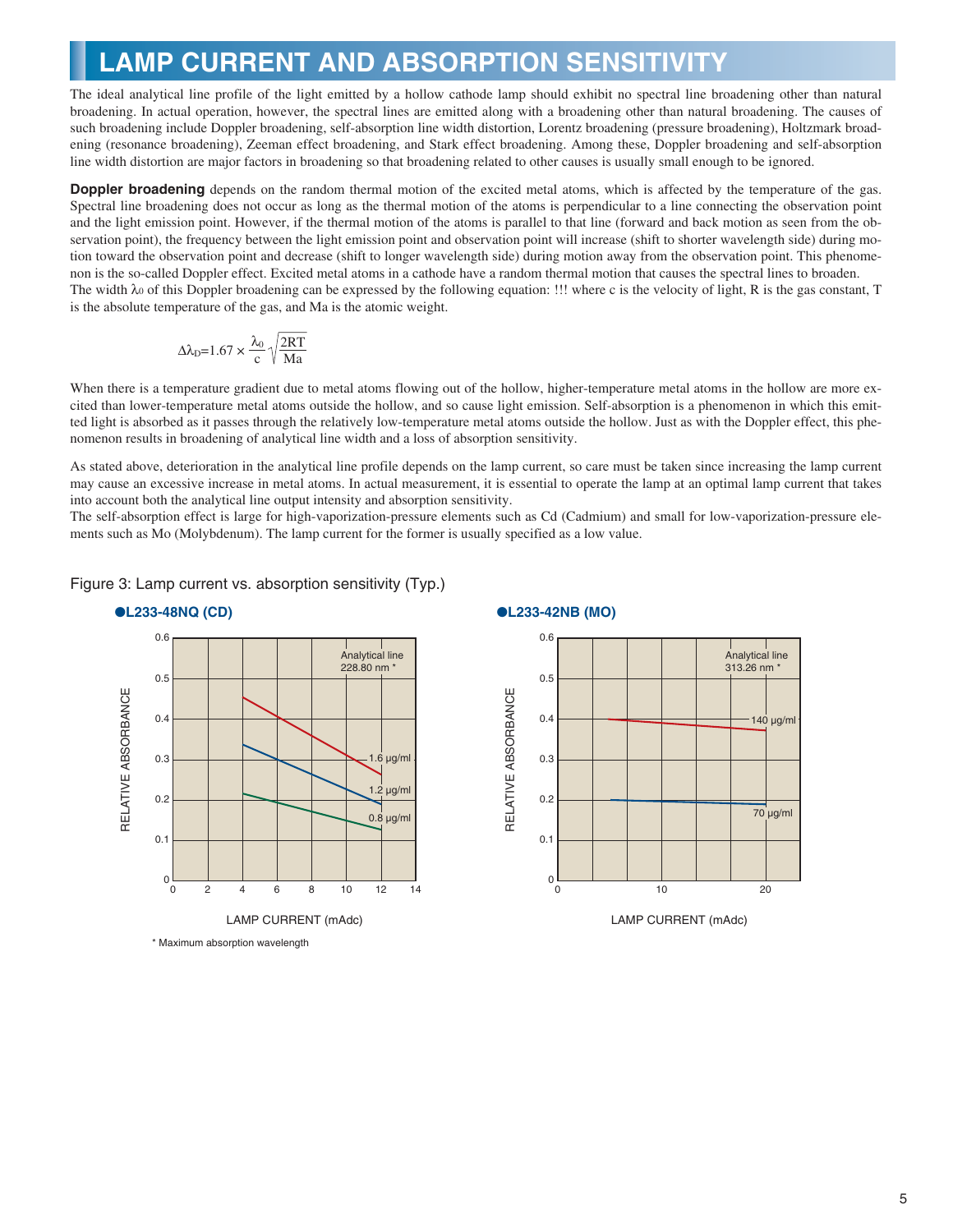# LAMP CURRENT AND ABSORPTION SENSITIVITY

The ideal analytical line profile of the light emitted by a hollow cathode lamp should exhibit no spectral line broadening other than natural broadening. In actual operation, however, the spectral lines are emitted along with a broadening other than natural broadening. The causes of such broadening include Doppler broadening, self-absorption line width distortion, Lorentz broadening (pressure broadening), Holtzmark broadening (resonance broadening), Zeeman effect broadening, and Stark effect broadening. Among these, Doppler broadening and self-absorption line width distortion are major factors in broadening so that broadening related to other causes is usually small enough to be ignored.

**Doppler broadening** depends on the random thermal motion of the excited metal atoms, which is affected by the temperature of the gas. Spectral line broadening does not occur as long as the thermal motion of the atoms is perpendicular to a line connecting the observation point and the light emission point. However, if the thermal motion of the atoms is parallel to that line (forward and back motion as seen from the observation point), the frequency between the light emission point and observation point will increase (shift to shorter wavelength side) during motion toward the observation point and decrease (shift to longer wavelength side) during motion away from the observation point. This phenomenon is the so-called Doppler effect. Excited metal atoms in a cathode have a random thermal motion that causes the spectral lines to broaden. The width $\lambda_0$ of this Doppler broadening can be expressed by the following equation: !!! where c is the velocity of light, R is the gas constant, T is the absolute temperature of the gas, and Ma is the atomic weight.

$$\Delta\lambda_D = 1.67 \times \frac{\lambda_0}{c}\sqrt{\frac{2RT}{Ma}}$$

When there is a temperature gradient due to metal atoms flowing out of the hollow, higher-temperature metal atoms in the hollow are more excited than lower-temperature metal atoms outside the hollow, and so cause light emission. Self-absorption is a phenomenon in which this emitted light is absorbed as it passes through the relatively low-temperature metal atoms outside the hollow. Just as with the Doppler effect, this phenomenon results in broadening of analytical line width and a loss of absorption sensitivity.

As stated above, deterioration in the analytical line profile depends on the lamp current, so care must be taken since increasing the lamp current may cause an excessive increase in metal atoms. In actual measurement, it is essential to operate the lamp at an optimal lamp current that takes into account both the analytical line output intensity and absorption sensitivity.
The self-absorption effect is large for high-vaporization-pressure elements such as Cd (Cadmium) and small for low-vaporization-pressure elements such as Mo (Molybdenum). The lamp current for the former is usually specified as a low value.

Figure 3: Lamp current vs. absorption sensitivity (Typ.)

●L233-48NQ (CD)

●L233-42NB (MO)

* Maximum absorption wavelength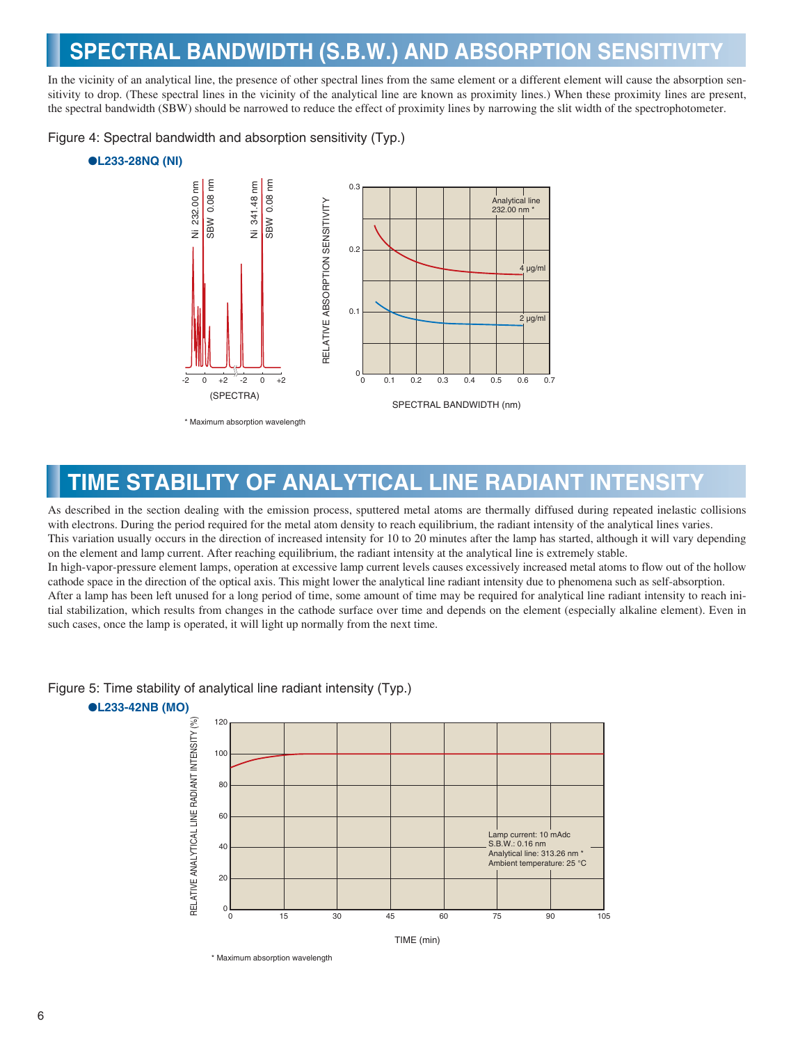## SPECTRAL BANDWIDTH (S.B.W.) AND ABSORPTION SENSITIVITY

In the vicinity of an analytical line, the presence of other spectral lines from the same element or a different element will cause the absorption sensitivity to drop. (These spectral lines in the vicinity of the analytical line are known as proximity lines.) When these proximity lines are present, the spectral bandwidth (SBW) should be narrowed to reduce the effect of proximity lines by narrowing the slit width of the spectrophotometer.

Figure 4: Spectral bandwidth and absorption sensitivity (Typ.)

**●L233-28NQ (NI)**

\* Maximum absorption wavelength

## TIME STABILITY OF ANALYTICAL LINE RADIANT INTENSITY

As described in the section dealing with the emission process, sputtered metal atoms are thermally diffused during repeated inelastic collisions with electrons. During the period required for the metal atom density to reach equilibrium, the radiant intensity of the analytical lines varies.
This variation usually occurs in the direction of increased intensity for 10 to 20 minutes after the lamp has started, although it will vary depending on the element and lamp current. After reaching equilibrium, the radiant intensity at the analytical line is extremely stable.
In high-vapor-pressure element lamps, operation at excessive lamp current levels causes excessively increased metal atoms to flow out of the hollow cathode space in the direction of the optical axis. This might lower the analytical line radiant intensity due to phenomena such as self-absorption.
After a lamp has been left unused for a long period of time, some amount of time may be required for analytical line radiant intensity to reach initial stabilization, which results from changes in the cathode surface over time and depends on the element (especially alkaline element). Even in such cases, once the lamp is operated, it will light up normally from the next time.

Figure 5: Time stability of analytical line radiant intensity (Typ.)

**●L233-42NB (MO)**

\* Maximum absorption wavelength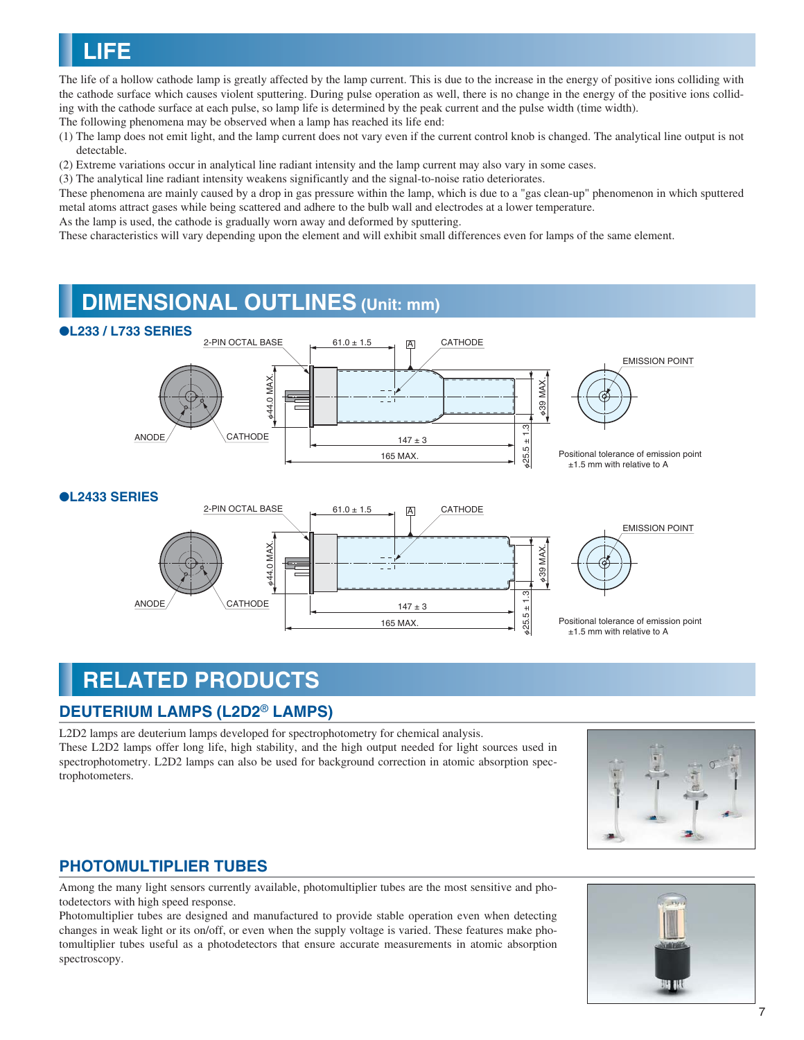# LIFE

The life of a hollow cathode lamp is greatly affected by the lamp current. This is due to the increase in the energy of positive ions colliding with the cathode surface which causes violent sputtering. During pulse operation as well, there is no change in the energy of the positive ions colliding with the cathode surface at each pulse, so lamp life is determined by the peak current and the pulse width (time width).

The following phenomena may be observed when a lamp has reached its life end:

(1) The lamp does not emit light, and the lamp current does not vary even if the current control knob is changed. The analytical line output is not detectable.

(2) Extreme variations occur in analytical line radiant intensity and the lamp current may also vary in some cases.

(3) The analytical line radiant intensity weakens significantly and the signal-to-noise ratio deteriorates.

These phenomena are mainly caused by a drop in gas pressure within the lamp, which is due to a "gas clean-up" phenomenon in which sputtered metal atoms attract gases while being scattered and adhere to the bulb wall and electrodes at a lower temperature.

As the lamp is used, the cathode is gradually worn away and deformed by sputtering.

These characteristics will vary depending upon the element and will exhibit small differences even for lamps of the same element.

# DIMENSIONAL OUTLINES (Unit: mm)

## ●L233 / L733 SERIES

2-PIN OCTAL BASE, 61.0 ± 1.5, A, CATHODE, EMISSION POINT, φ44.0 MAX., φ39 MAX., ANODE, CATHODE, 147 ± 3, 165 MAX., φ25.5 ± 1.3

Positional tolerance of emission point ±1.5 mm with relative to A

## ●L2433 SERIES

2-PIN OCTAL BASE, 61.0 ± 1.5, A, CATHODE, EMISSION POINT, φ44.0 MAX., φ39 MAX., ANODE, CATHODE, 147 ± 3, 165 MAX., φ25.5 ± 1.3

Positional tolerance of emission point ±1.5 mm with relative to A

# RELATED PRODUCTS

## DEUTERIUM LAMPS (L2D2® LAMPS)

L2D2 lamps are deuterium lamps developed for spectrophotometry for chemical analysis.
These L2D2 lamps offer long life, high stability, and the high output needed for light sources used in spectrophotometry. L2D2 lamps can also be used for background correction in atomic absorption spectrophotometers.

## PHOTOMULTIPLIER TUBES

Among the many light sensors currently available, photomultiplier tubes are the most sensitive and photodetectors with high speed response.
Photomultiplier tubes are designed and manufactured to provide stable operation even when detecting changes in weak light or its on/off, or even when the supply voltage is varied. These features make photomultiplier tubes useful as a photodetectors that ensure accurate measurements in atomic absorption spectroscopy.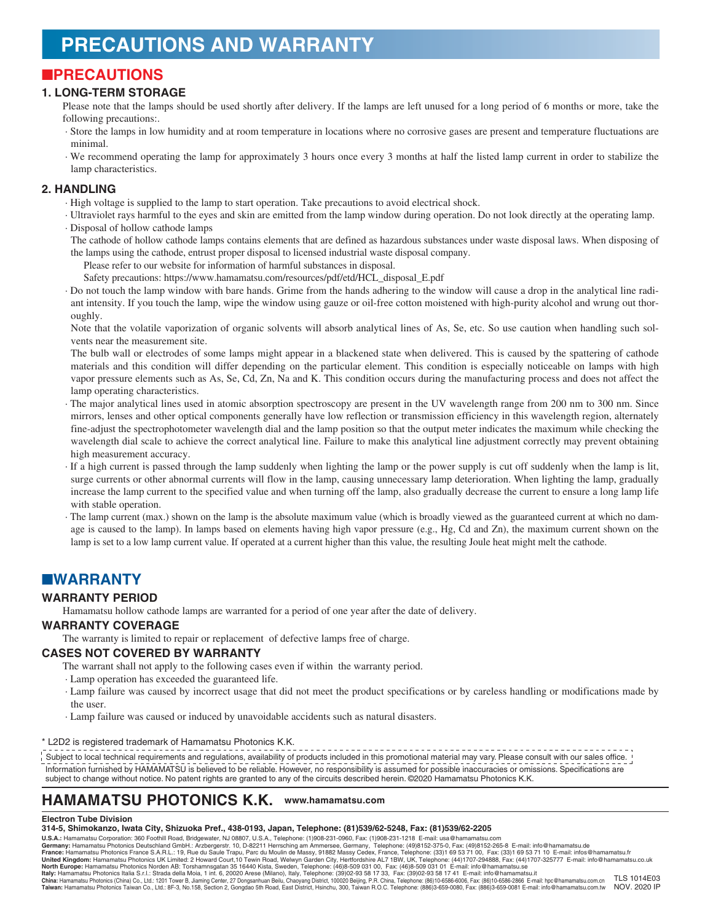# PRECAUTIONS AND WARRANTY

## ■PRECAUTIONS

### 1. LONG-TERM STORAGE

Please note that the lamps should be used shortly after delivery. If the lamps are left unused for a long period of 6 months or more, take the following precautions:.

- · Store the lamps in low humidity and at room temperature in locations where no corrosive gases are present and temperature fluctuations are minimal.
- · We recommend operating the lamp for approximately 3 hours once every 3 months at half the listed lamp current in order to stabilize the lamp characteristics.

### 2. HANDLING

- · High voltage is supplied to the lamp to start operation. Take precautions to avoid electrical shock.
- · Ultraviolet rays harmful to the eyes and skin are emitted from the lamp window during operation. Do not look directly at the operating lamp.
- · Disposal of hollow cathode lamps

  The cathode of hollow cathode lamps contains elements that are defined as hazardous substances under waste disposal laws. When disposing of the lamps using the cathode, entrust proper disposal to licensed industrial waste disposal company.

  Please refer to our website for information of harmful substances in disposal.

  Safety precautions: https://www.hamamatsu.com/resources/pdf/etd/HCL_disposal_E.pdf
- · Do not touch the lamp window with bare hands. Grime from the hands adhering to the window will cause a drop in the analytical line radiant intensity. If you touch the lamp, wipe the window using gauze or oil-free cotton moistened with high-purity alcohol and wrung out thoroughly.

  Note that the volatile vaporization of organic solvents will absorb analytical lines of As, Se, etc. So use caution when handling such solvents near the measurement site.

  The bulb wall or electrodes of some lamps might appear in a blackened state when delivered. This is caused by the spattering of cathode materials and this condition will differ depending on the particular element. This condition is especially noticeable on lamps with high vapor pressure elements such as As, Se, Cd, Zn, Na and K. This condition occurs during the manufacturing process and does not affect the lamp operating characteristics.
- · The major analytical lines used in atomic absorption spectroscopy are present in the UV wavelength range from 200 nm to 300 nm. Since mirrors, lenses and other optical components generally have low reflection or transmission efficiency in this wavelength region, alternately fine-adjust the spectrophotometer wavelength dial and the lamp position so that the output meter indicates the maximum while checking the wavelength dial scale to achieve the correct analytical line. Failure to make this analytical line adjustment correctly may prevent obtaining high measurement accuracy.
- · If a high current is passed through the lamp suddenly when lighting the lamp or the power supply is cut off suddenly when the lamp is lit, surge currents or other abnormal currents will flow in the lamp, causing unnecessary lamp deterioration. When lighting the lamp, gradually increase the lamp current to the specified value and when turning off the lamp, also gradually decrease the current to ensure a long lamp life with stable operation.
- · The lamp current (max.) shown on the lamp is the absolute maximum value (which is broadly viewed as the guaranteed current at which no damage is caused to the lamp). In lamps based on elements having high vapor pressure (e.g., Hg, Cd and Zn), the maximum current shown on the lamp is set to a low lamp current value. If operated at a current higher than this value, the resulting Joule heat might melt the cathode.

## ■WARRANTY

### WARRANTY PERIOD

Hamamatsu hollow cathode lamps are warranted for a period of one year after the date of delivery.

### WARRANTY COVERAGE

The warranty is limited to repair or replacement of defective lamps free of charge.

### CASES NOT COVERED BY WARRANTY

The warrant shall not apply to the following cases even if within the warranty period.

- · Lamp operation has exceeded the guaranteed life.
- · Lamp failure was caused by incorrect usage that did not meet the product specifications or by careless handling or modifications made by the user.
- · Lamp failure was caused or induced by unavoidable accidents such as natural disasters.

\* L2D2 is registered trademark of Hamamatsu Photonics K.K.

Subject to local technical requirements and regulations, availability of products included in this promotional material may vary. Please consult with our sales office.

Information furnished by HAMAMATSU is believed to be reliable. However, no responsibility is assumed for possible inaccuracies or omissions. Specifications are subject to change without notice. No patent rights are granted to any of the circuits described herein. ©2020 Hamamatsu Photonics K.K.

## HAMAMATSU PHOTONICS K.K. www.hamamatsu.com

**Electron Tube Division**

**314-5, Shimokanzo, Iwata City, Shizuoka Pref., 438-0193, Japan, Telephone: (81)539/62-5248, Fax: (81)539/62-2205**

**U.S.A.:** Hamamatsu Corporation: 360 Foothill Road, Bridgewater, NJ 08807, U.S.A., Telephone: (1)908-231-0960, Fax: (1)908-231-1218 E-mail: usa@hamamatsu.com
**Germany:** Hamamatsu Photonics Deutschland GmbH.: Arzbergerstr. 10, D-82211 Herrsching am Ammersee, Germany, Telephone: (49)8152-375-0, Fax: (49)8152-265-8 E-mail: info@hamamatsu.de
**France:** Hamamatsu Photonics France S.A.R.L.: 19, Rue du Saule Trapu, Parc du Moulin de Massy, 91882 Massy Cedex, France, Telephone: (33)1 69 53 71 00, Fax: (33)1 69 53 71 10 E-mail: infos@hamamatsu.fr
**United Kingdom:** Hamamatsu Photonics UK Limited: 2 Howard Court,10 Tewin Road, Welwyn Garden City, Hertfordshire AL7 1BW, UK, Telephone: (44)1707-294888, Fax: (44)1707-325777 E-mail: info@hamamatsu.co.uk
**North Europe:** Hamamatsu Photonics Norden AB: Torshamnsgatan 35 16440 Kista, Sweden, Telephone: (46)8-509 031 00, Fax: (46)8-509 031 01 E-mail: info@hamamatsu.se
**Italy:** Hamamatsu Photonics Italia S.r.l.: Strada della Moia, 1 int. 6, 20020 Arese (Milano), Italy, Telephone: (39)02-93 58 17 33, Fax: (39)02-93 58 17 41 E-mail: info@hamamatsu.it
**China:** Hamamatsu Photonics (China) Co., Ltd.: 1201 Tower B, Jiaming Center, 27 Dongsanhuan Beilu, Chaoyang District, 100020 Beijing, P.R. China, Telephone: (86)10-6586-6006, Fax: (86)10-6586-2866 E-mail: hpc@hamamatsu.com.cn
**Taiwan:** Hamamatsu Photonics Taiwan Co., Ltd.: 8F-3, No.158, Section 2, Gongdao 5th Road, East District, Hsinchu, 300, Taiwan R.O.C. Telephone: (886)3-659-0080, Fax: (886)3-659-0081 E-mail: info@hamamatsu.com.tw

TLS 1014E03
NOV. 2020 IP